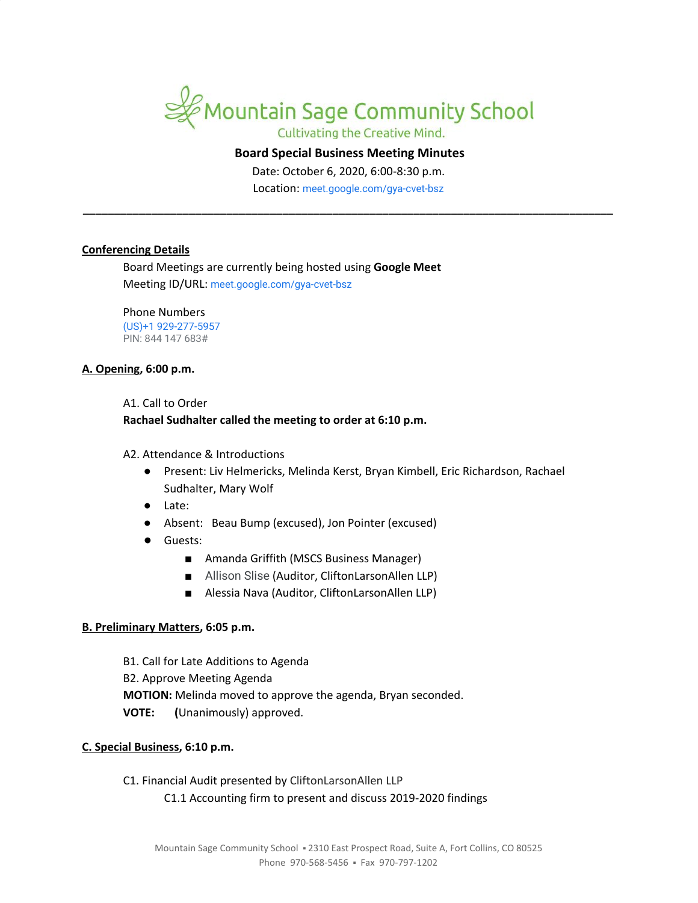# Mountain Sage Community School

Cultivating the Creative Mind.

**Board Special Business Meeting Minutes**

Date: October 6, 2020, 6:00-8:30 p.m.

Location: meet.google.com/gya-cvet-bsz

---

**Conferencing Details**

Board Meetings are currently being hosted using **Google Meet**

Meeting ID/URL: meet.google.com/gya-cvet-bsz

Phone Numbers

(US)+1 929-277-5957

PIN: 844 147 683#

**A. Opening, 6:00 p.m.**

A1. Call to Order

**Rachael Sudhalter called the meeting to order at 6:10 p.m.**

A2. Attendance & Introductions

- Present: Liv Helmericks, Melinda Kerst, Bryan Kimbell, Eric Richardson, Rachael Sudhalter, Mary Wolf
- Late:
- Absent: Beau Bump (excused), Jon Pointer (excused)
- Guests:
  - Amanda Griffith (MSCS Business Manager)
  - Allison Slise (Auditor, CliftonLarsonAllen LLP)
  - Alessia Nava (Auditor, CliftonLarsonAllen LLP)

**B. Preliminary Matters, 6:05 p.m.**

B1. Call for Late Additions to Agenda

B2. Approve Meeting Agenda

**MOTION:** Melinda moved to approve the agenda, Bryan seconded.

**VOTE:** **(**Unanimously) approved.

**C. Special Business, 6:10 p.m.**

C1. Financial Audit presented by CliftonLarsonAllen LLP

C1.1 Accounting firm to present and discuss 2019-2020 findings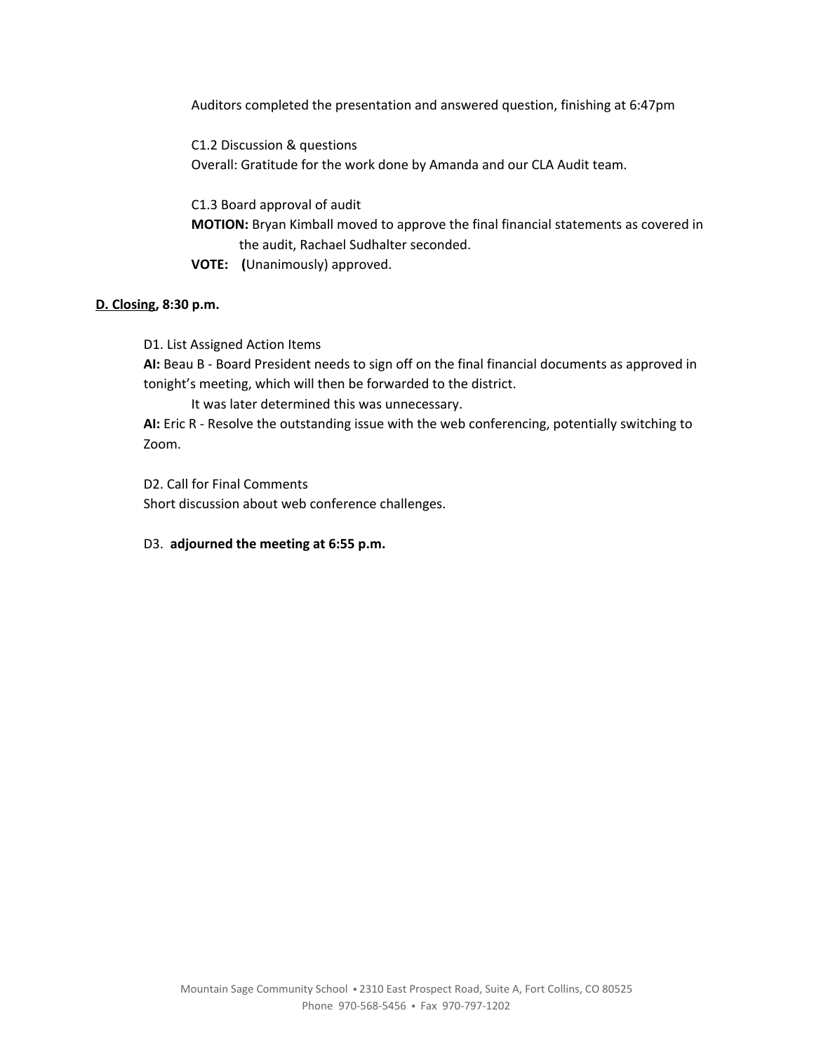Auditors completed the presentation and answered question, finishing at 6:47pm

C1.2 Discussion & questions
Overall: Gratitude for the work done by Amanda and our CLA Audit team.

C1.3 Board approval of audit
**MOTION:** Bryan Kimball moved to approve the final financial statements as covered in the audit, Rachael Sudhalter seconded.
**VOTE:** **(**Unanimously) approved.

**<u>D. Closing</u>, 8:30 p.m.**

D1. List Assigned Action Items
**AI:** Beau B - Board President needs to sign off on the final financial documents as approved in tonight's meeting, which will then be forwarded to the district.
It was later determined this was unnecessary.
**AI:** Eric R - Resolve the outstanding issue with the web conferencing, potentially switching to Zoom.

D2. Call for Final Comments
Short discussion about web conference challenges.

D3. **adjourned the meeting at 6:55 p.m.**